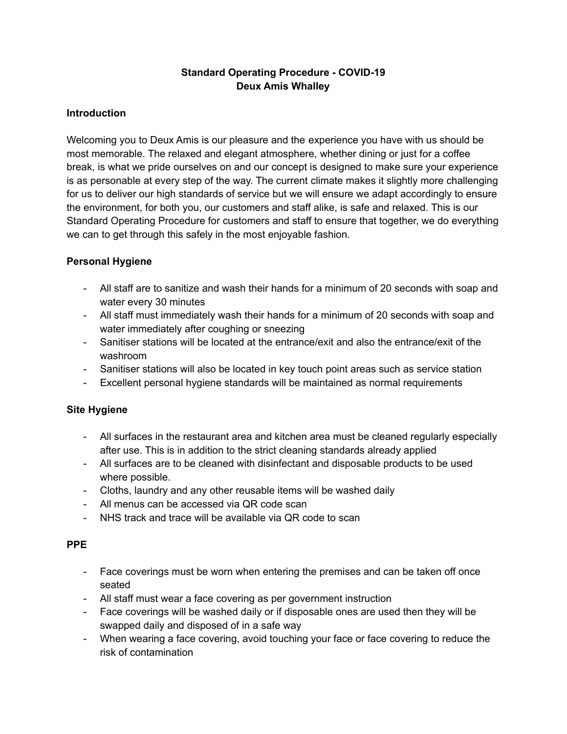# Standard Operating Procedure - COVID-19
# Deux Amis Whalley

## Introduction

Welcoming you to Deux Amis is our pleasure and the experience you have with us should be most memorable. The relaxed and elegant atmosphere, whether dining or just for a coffee break, is what we pride ourselves on and our concept is designed to make sure your experience is as personable at every step of the way. The current climate makes it slightly more challenging for us to deliver our high standards of service but we will ensure we adapt accordingly to ensure the environment, for both you, our customers and staff alike, is safe and relaxed. This is our Standard Operating Procedure for customers and staff to ensure that together, we do everything we can to get through this safely in the most enjoyable fashion.

## Personal Hygiene

- All staff are to sanitize and wash their hands for a minimum of 20 seconds with soap and water every 30 minutes
- All staff must immediately wash their hands for a minimum of 20 seconds with soap and water immediately after coughing or sneezing
- Sanitiser stations will be located at the entrance/exit and also the entrance/exit of the washroom
- Sanitiser stations will also be located in key touch point areas such as service station
- Excellent personal hygiene standards will be maintained as normal requirements

## Site Hygiene

- All surfaces in the restaurant area and kitchen area must be cleaned regularly especially after use. This is in addition to the strict cleaning standards already applied
- All surfaces are to be cleaned with disinfectant and disposable products to be used where possible.
- Cloths, laundry and any other reusable items will be washed daily
- All menus can be accessed via QR code scan
- NHS track and trace will be available via QR code to scan

## PPE

- Face coverings must be worn when entering the premises and can be taken off once seated
- All staff must wear a face covering as per government instruction
- Face coverings will be washed daily or if disposable ones are used then they will be swapped daily and disposed of in a safe way
- When wearing a face covering, avoid touching your face or face covering to reduce the risk of contamination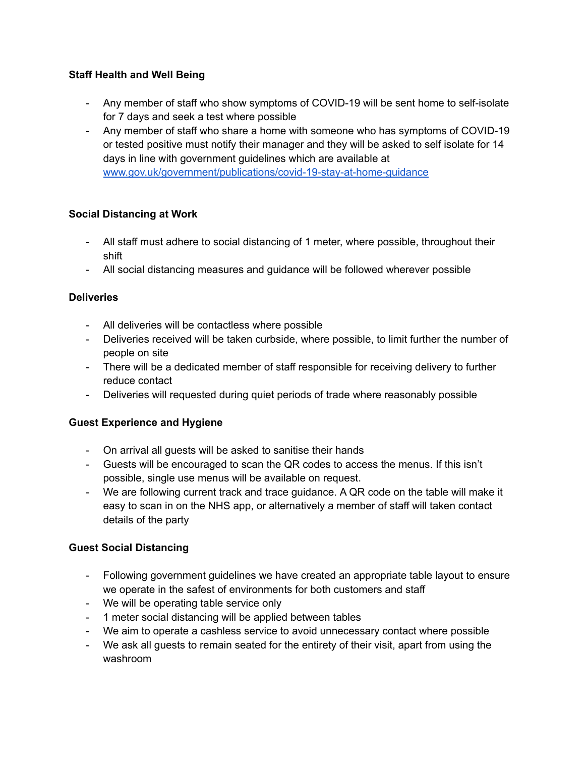**Staff Health and Well Being**

- Any member of staff who show symptoms of COVID-19 will be sent home to self-isolate for 7 days and seek a test where possible
- Any member of staff who share a home with someone who has symptoms of COVID-19 or tested positive must notify their manager and they will be asked to self isolate for 14 days in line with government guidelines which are available at [www.gov.uk/government/publications/covid-19-stay-at-home-guidance](www.gov.uk/government/publications/covid-19-stay-at-home-guidance)

**Social Distancing at Work**

- All staff must adhere to social distancing of 1 meter, where possible, throughout their shift
- All social distancing measures and guidance will be followed wherever possible

**Deliveries**

- All deliveries will be contactless where possible
- Deliveries received will be taken curbside, where possible, to limit further the number of people on site
- There will be a dedicated member of staff responsible for receiving delivery to further reduce contact
- Deliveries will requested during quiet periods of trade where reasonably possible

**Guest Experience and Hygiene**

- On arrival all guests will be asked to sanitise their hands
- Guests will be encouraged to scan the QR codes to access the menus. If this isn't possible, single use menus will be available on request.
- We are following current track and trace guidance. A QR code on the table will make it easy to scan in on the NHS app, or alternatively a member of staff will taken contact details of the party

**Guest Social Distancing**

- Following government guidelines we have created an appropriate table layout to ensure we operate in the safest of environments for both customers and staff
- We will be operating table service only
- 1 meter social distancing will be applied between tables
- We aim to operate a cashless service to avoid unnecessary contact where possible
- We ask all guests to remain seated for the entirety of their visit, apart from using the washroom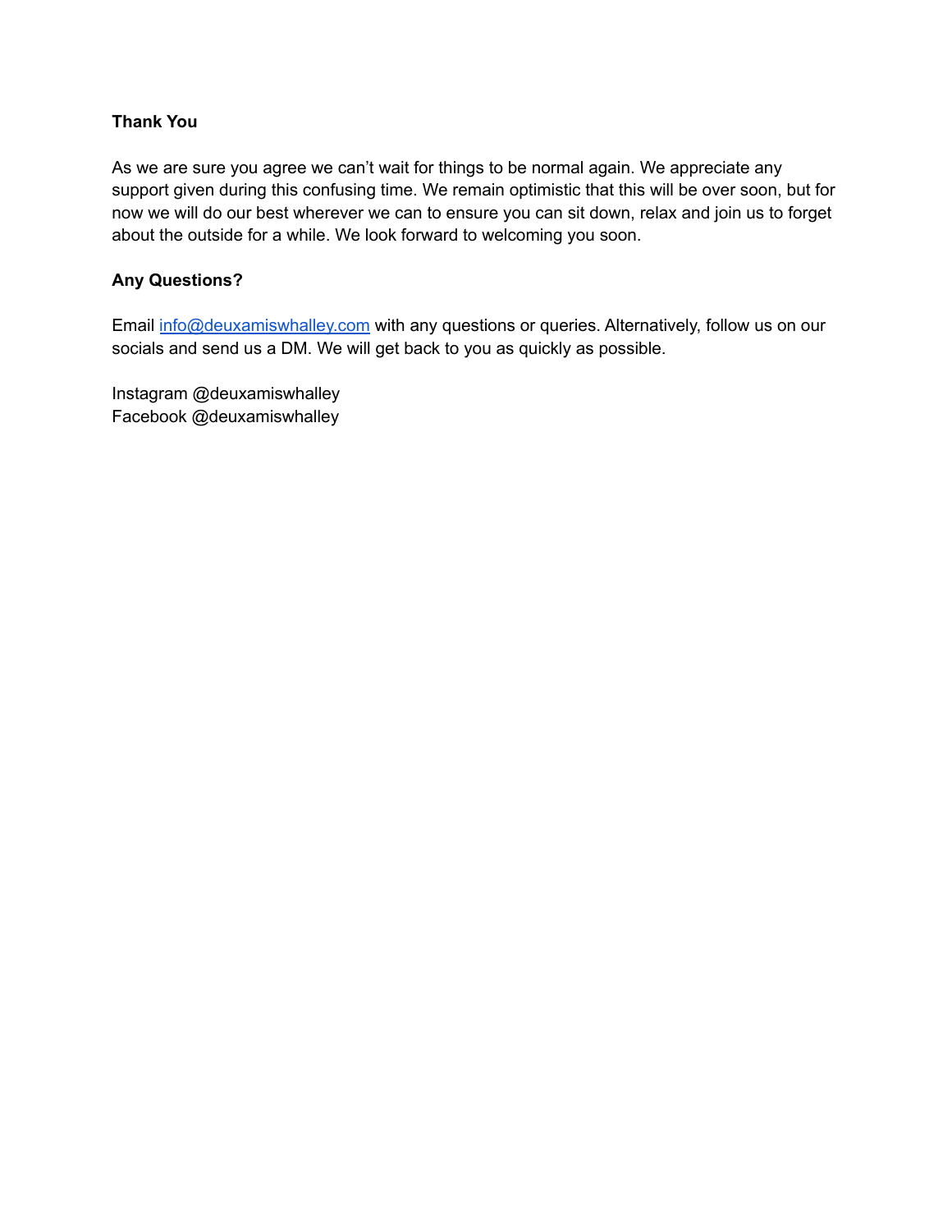**Thank You**

As we are sure you agree we can't wait for things to be normal again. We appreciate any support given during this confusing time. We remain optimistic that this will be over soon, but for now we will do our best wherever we can to ensure you can sit down, relax and join us to forget about the outside for a while. We look forward to welcoming you soon.

**Any Questions?**

Email [info@deuxamiswhalley.com](mailto:info@deuxamiswhalley.com) with any questions or queries. Alternatively, follow us on our socials and send us a DM. We will get back to you as quickly as possible.

Instagram @deuxamiswhalley
Facebook @deuxamiswhalley